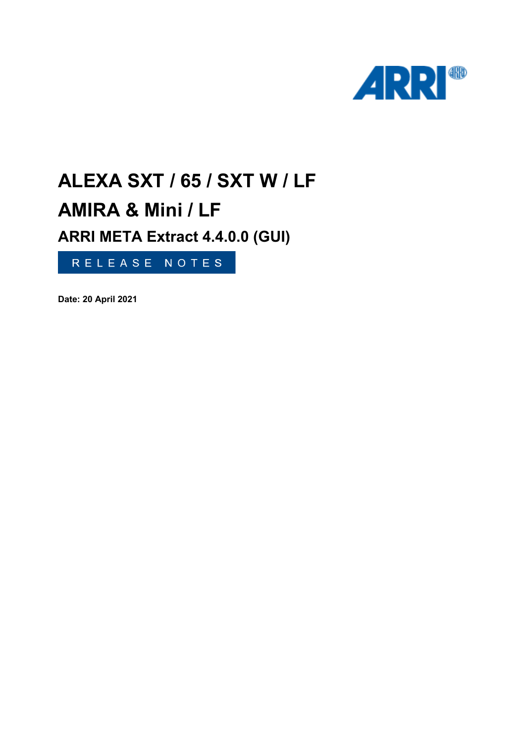# ALEXA SXT / 65 / SXT W / LF

# AMIRA & Mini / LF

## ARRI META Extract 4.4.0.0 (GUI)

RELEASE NOTES

**Date: 20 April 2021**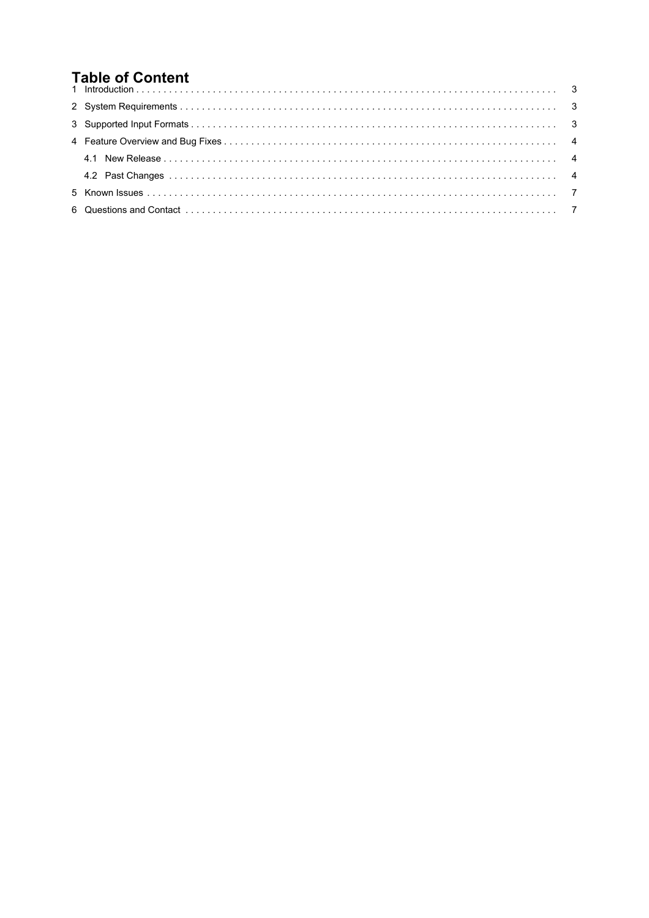# Table of Content

1 Introduction . . . . . . . . . . . . . . . . . . . . . . . . . . . . . . . . . . . . . . . . . . . . . . . . . . . . . . . . . . . . . . . . . . . . . . . . . . . . 3

2 System Requirements . . . . . . . . . . . . . . . . . . . . . . . . . . . . . . . . . . . . . . . . . . . . . . . . . . . . . . . . . . . . . . . . . . . . 3

3 Supported Input Formats . . . . . . . . . . . . . . . . . . . . . . . . . . . . . . . . . . . . . . . . . . . . . . . . . . . . . . . . . . . . . . . . . 3

4 Feature Overview and Bug Fixes . . . . . . . . . . . . . . . . . . . . . . . . . . . . . . . . . . . . . . . . . . . . . . . . . . . . . . . . . . . 4

4.1 New Release . . . . . . . . . . . . . . . . . . . . . . . . . . . . . . . . . . . . . . . . . . . . . . . . . . . . . . . . . . . . . . . . . . . . . . . 4

4.2 Past Changes . . . . . . . . . . . . . . . . . . . . . . . . . . . . . . . . . . . . . . . . . . . . . . . . . . . . . . . . . . . . . . . . . . . . . . 4

5 Known Issues . . . . . . . . . . . . . . . . . . . . . . . . . . . . . . . . . . . . . . . . . . . . . . . . . . . . . . . . . . . . . . . . . . . . . . . . . 7

6 Questions and Contact . . . . . . . . . . . . . . . . . . . . . . . . . . . . . . . . . . . . . . . . . . . . . . . . . . . . . . . . . . . . . . . . . . . 7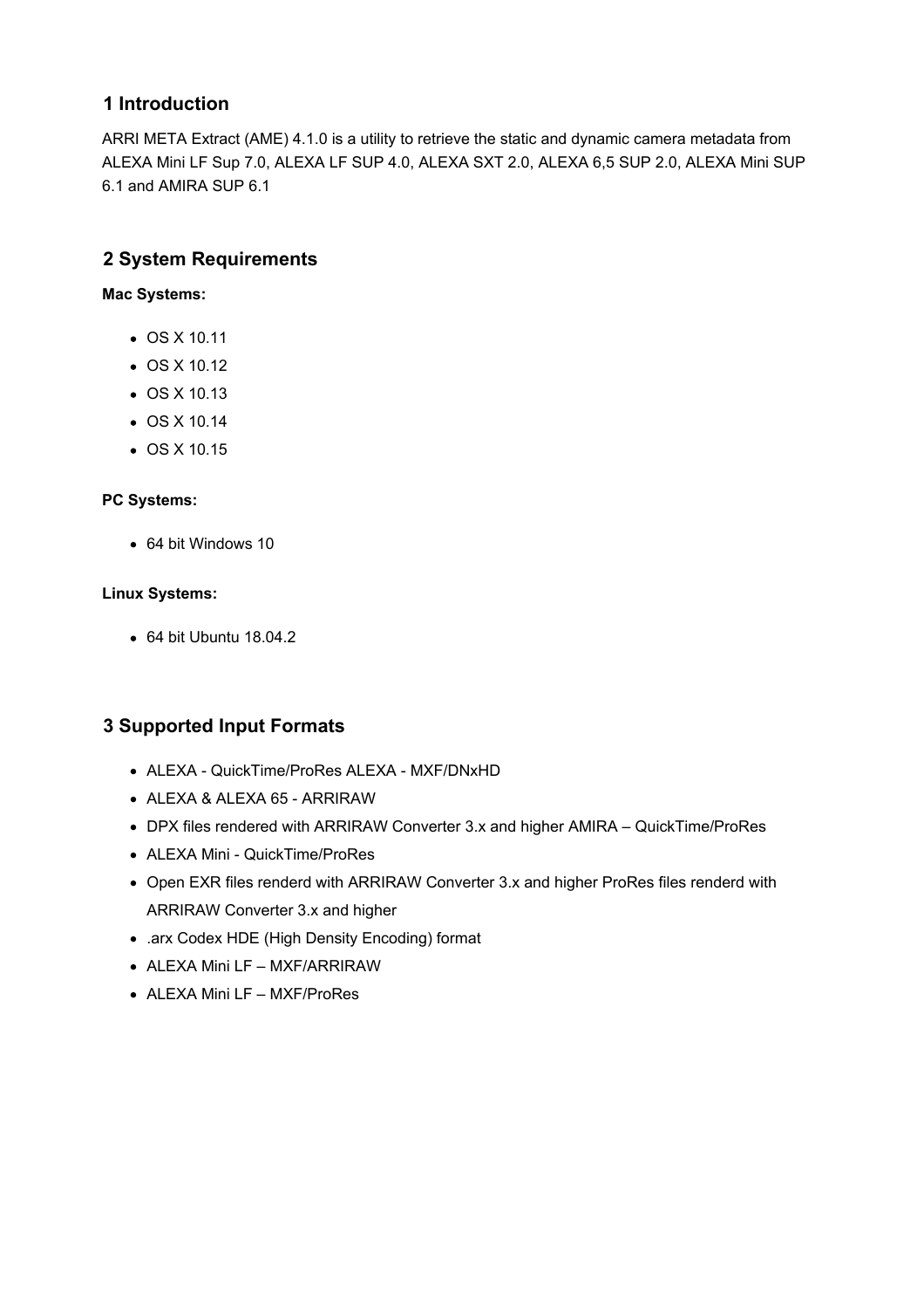## 1 Introduction

ARRI META Extract (AME) 4.1.0 is a utility to retrieve the static and dynamic camera metadata from ALEXA Mini LF Sup 7.0, ALEXA LF SUP 4.0, ALEXA SXT 2.0, ALEXA 6,5 SUP 2.0, ALEXA Mini SUP 6.1 and AMIRA SUP 6.1

## 2 System Requirements

**Mac Systems:**

- OS X 10.11
- OS X 10.12
- OS X 10.13
- OS X 10.14
- OS X 10.15

**PC Systems:**

- 64 bit Windows 10

**Linux Systems:**

- 64 bit Ubuntu 18.04.2

## 3 Supported Input Formats

- ALEXA - QuickTime/ProRes ALEXA - MXF/DNxHD
- ALEXA & ALEXA 65 - ARRIRAW
- DPX files rendered with ARRIRAW Converter 3.x and higher AMIRA – QuickTime/ProRes
- ALEXA Mini - QuickTime/ProRes
- Open EXR files renderd with ARRIRAW Converter 3.x and higher ProRes files renderd with ARRIRAW Converter 3.x and higher
- .arx Codex HDE (High Density Encoding) format
- ALEXA Mini LF – MXF/ARRIRAW
- ALEXA Mini LF – MXF/ProRes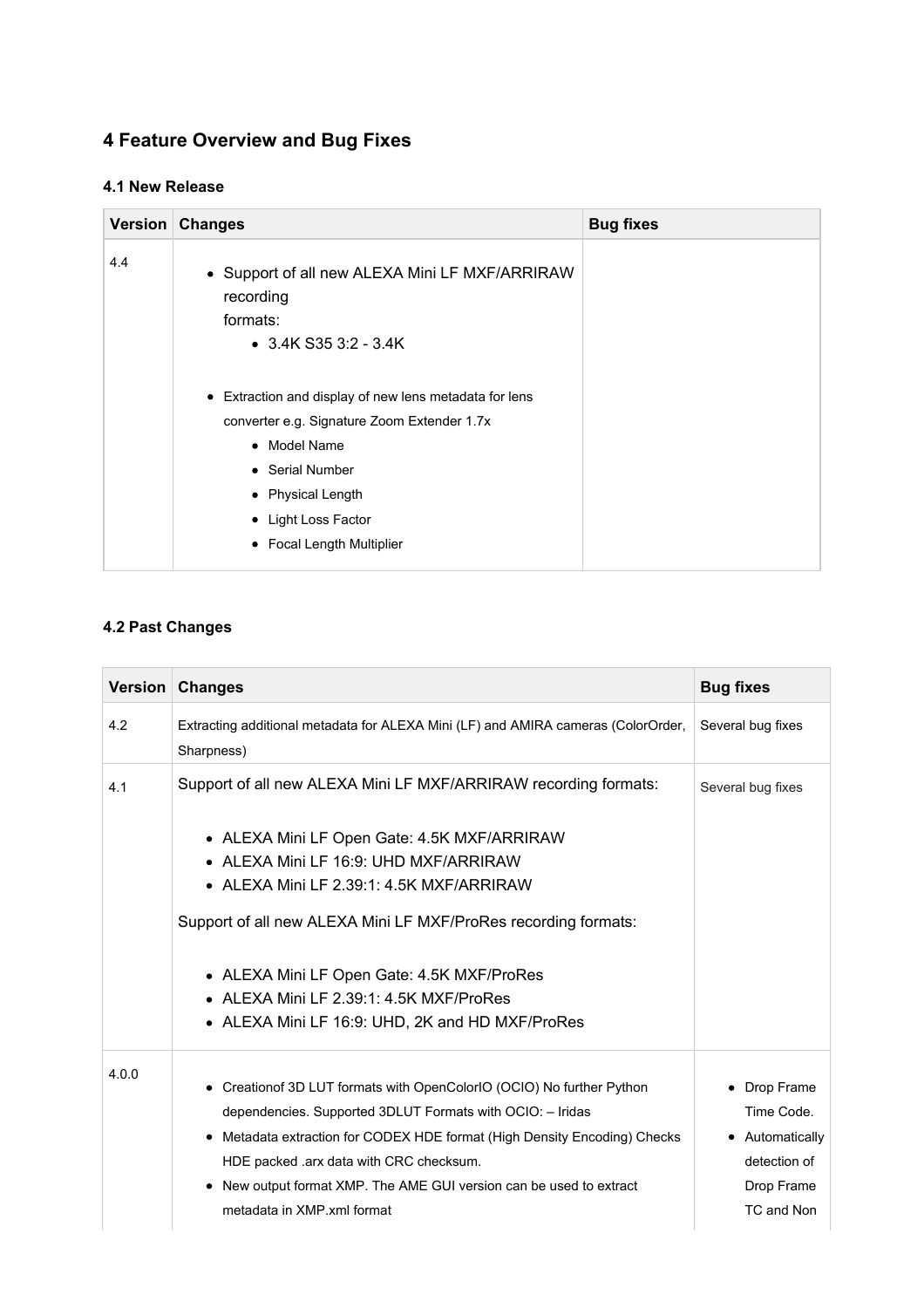# 4 Feature Overview and Bug Fixes

### 4.1 New Release

| Version | Changes | Bug fixes |
|---|---|---|
| 4.4 | • Support of all new ALEXA Mini LF MXF/ARRIRAW recording formats:<br>&nbsp;&nbsp;◦ 3.4K S35 3:2 - 3.4K<br><br>• Extraction and display of new lens metadata for lens converter e.g. Signature Zoom Extender 1.7x<br>&nbsp;&nbsp;◦ Model Name<br>&nbsp;&nbsp;◦ Serial Number<br>&nbsp;&nbsp;◦ Physical Length<br>&nbsp;&nbsp;◦ Light Loss Factor<br>&nbsp;&nbsp;◦ Focal Length Multiplier | |

### 4.2 Past Changes

| Version | Changes | Bug fixes |
|---|---|---|
| 4.2 | Extracting additional metadata for ALEXA Mini (LF) and AMIRA cameras (ColorOrder, Sharpness) | Several bug fixes |
| 4.1 | Support of all new ALEXA Mini LF MXF/ARRIRAW recording formats:<br><br>• ALEXA Mini LF Open Gate: 4.5K MXF/ARRIRAW<br>• ALEXA Mini LF 16:9: UHD MXF/ARRIRAW<br>• ALEXA Mini LF 2.39:1: 4.5K MXF/ARRIRAW<br><br>Support of all new ALEXA Mini LF MXF/ProRes recording formats:<br><br>• ALEXA Mini LF Open Gate: 4.5K MXF/ProRes<br>• ALEXA Mini LF 2.39:1: 4.5K MXF/ProRes<br>• ALEXA Mini LF 16:9: UHD, 2K and HD MXF/ProRes | Several bug fixes |
| 4.0.0 | • Creationof 3D LUT formats with OpenColorIO (OCIO) No further Python dependencies. Supported 3DLUT Formats with OCIO: – Iridas<br>• Metadata extraction for CODEX HDE format (High Density Encoding) Checks HDE packed .arx data with CRC checksum.<br>• New output format XMP. The AME GUI version can be used to extract metadata in XMP.xml format | • Drop Frame Time Code.<br>• Automatically detection of Drop Frame TC and Non |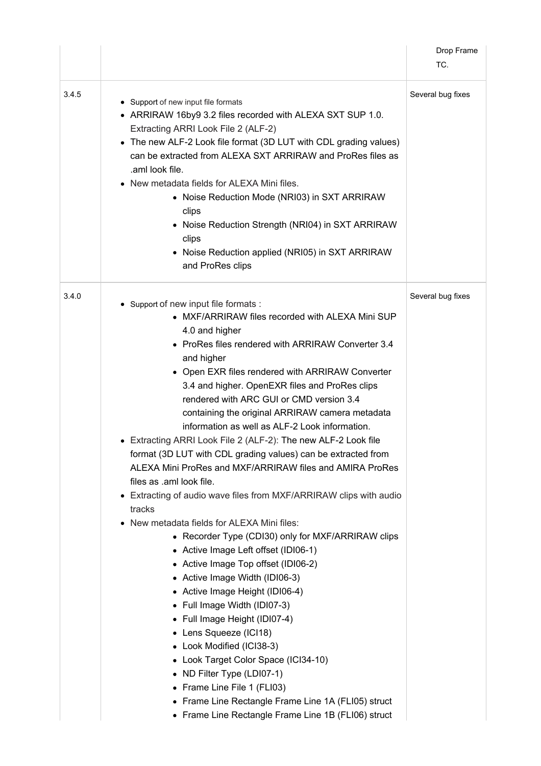| | | |
|---|---|---|
| | | Drop Frame TC. |
| 3.4.5 | • Support of new input file formats<br>• ARRIRAW 16by9 3.2 files recorded with ALEXA SXT SUP 1.0. Extracting ARRI Look File 2 (ALF-2)<br>• The new ALF-2 Look file format (3D LUT with CDL grading values) can be extracted from ALEXA SXT ARRIRAW and ProRes files as .aml look file.<br>• New metadata fields for ALEXA Mini files.<br>&nbsp;&nbsp;&nbsp;&nbsp;◦ Noise Reduction Mode (NRI03) in SXT ARRIRAW clips<br>&nbsp;&nbsp;&nbsp;&nbsp;◦ Noise Reduction Strength (NRI04) in SXT ARRIRAW clips<br>&nbsp;&nbsp;&nbsp;&nbsp;◦ Noise Reduction applied (NRI05) in SXT ARRIRAW and ProRes clips | Several bug fixes |
| 3.4.0 | • Support of new input file formats :<br>&nbsp;&nbsp;&nbsp;&nbsp;◦ MXF/ARRIRAW files recorded with ALEXA Mini SUP 4.0 and higher<br>&nbsp;&nbsp;&nbsp;&nbsp;◦ ProRes files rendered with ARRIRAW Converter 3.4 and higher<br>&nbsp;&nbsp;&nbsp;&nbsp;◦ Open EXR files rendered with ARRIRAW Converter 3.4 and higher. OpenEXR files and ProRes clips rendered with ARC GUI or CMD version 3.4 containing the original ARRIRAW camera metadata information as well as ALF-2 Look information.<br>• Extracting ARRI Look File 2 (ALF-2): The new ALF-2 Look file format (3D LUT with CDL grading values) can be extracted from ALEXA Mini ProRes and MXF/ARRIRAW files and AMIRA ProRes files as .aml look file.<br>• Extracting of audio wave files from MXF/ARRIRAW clips with audio tracks<br>• New metadata fields for ALEXA Mini files:<br>&nbsp;&nbsp;&nbsp;&nbsp;◦ Recorder Type (CDI30) only for MXF/ARRIRAW clips<br>&nbsp;&nbsp;&nbsp;&nbsp;◦ Active Image Left offset (IDI06-1)<br>&nbsp;&nbsp;&nbsp;&nbsp;◦ Active Image Top offset (IDI06-2)<br>&nbsp;&nbsp;&nbsp;&nbsp;◦ Active Image Width (IDI06-3)<br>&nbsp;&nbsp;&nbsp;&nbsp;◦ Active Image Height (IDI06-4)<br>&nbsp;&nbsp;&nbsp;&nbsp;◦ Full Image Width (IDI07-3)<br>&nbsp;&nbsp;&nbsp;&nbsp;◦ Full Image Height (IDI07-4)<br>&nbsp;&nbsp;&nbsp;&nbsp;◦ Lens Squeeze (ICI18)<br>&nbsp;&nbsp;&nbsp;&nbsp;◦ Look Modified (ICI38-3)<br>&nbsp;&nbsp;&nbsp;&nbsp;◦ Look Target Color Space (ICI34-10)<br>&nbsp;&nbsp;&nbsp;&nbsp;◦ ND Filter Type (LDI07-1)<br>&nbsp;&nbsp;&nbsp;&nbsp;◦ Frame Line File 1 (FLI03)<br>&nbsp;&nbsp;&nbsp;&nbsp;◦ Frame Line Rectangle Frame Line 1A (FLI05) struct<br>&nbsp;&nbsp;&nbsp;&nbsp;◦ Frame Line Rectangle Frame Line 1B (FLI06) struct | Several bug fixes |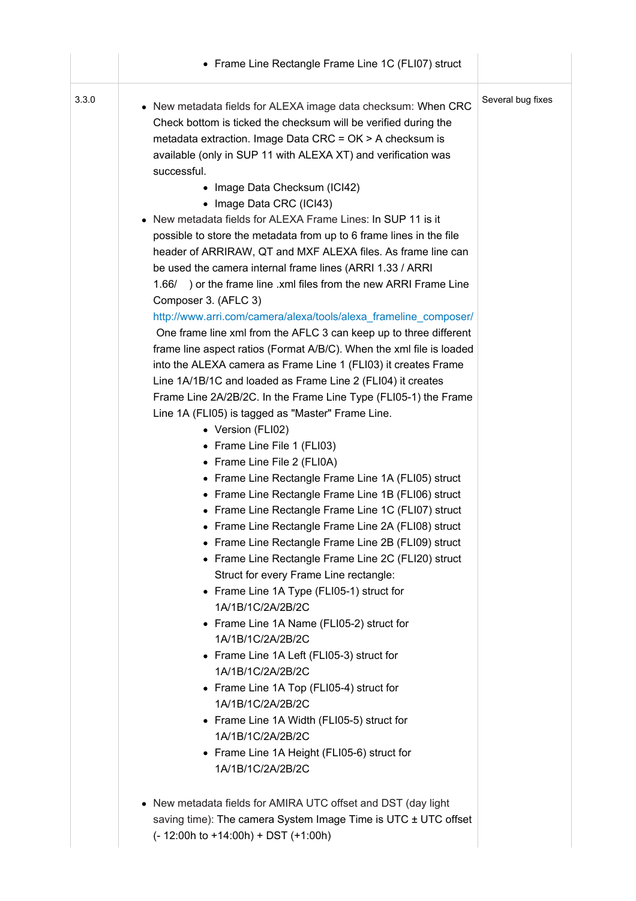| | | |
|---|---|---|
| | • Frame Line Rectangle Frame Line 1C (FLI07) struct | |
| 3.3.0 | • New metadata fields for ALEXA image data checksum: When CRC Check bottom is ticked the checksum will be verified during the metadata extraction. Image Data CRC = OK > A checksum is available (only in SUP 11 with ALEXA XT) and verification was successful.<br>  • Image Data Checksum (ICI42)<br>  • Image Data CRC (ICI43)<br>• New metadata fields for ALEXA Frame Lines: In SUP 11 is it possible to store the metadata from up to 6 frame lines in the file header of ARRIRAW, QT and MXF ALEXA files. As frame line can be used the camera internal frame lines (ARRI 1.33 / ARRI 1.66/ ) or the frame line .xml files from the new ARRI Frame Line Composer 3. (AFLC 3) http://www.arri.com/camera/alexa/tools/alexa_frameline_composer/ One frame line xml from the AFLC 3 can keep up to three different frame line aspect ratios (Format A/B/C). When the xml file is loaded into the ALEXA camera as Frame Line 1 (FLI03) it creates Frame Line 1A/1B/1C and loaded as Frame Line 2 (FLI04) it creates Frame Line 2A/2B/2C. In the Frame Line Type (FLI05-1) the Frame Line 1A (FLI05) is tagged as "Master" Frame Line.<br>  • Version (FLI02)<br>  • Frame Line File 1 (FLI03)<br>  • Frame Line File 2 (FLI0A)<br>  • Frame Line Rectangle Frame Line 1A (FLI05) struct<br>  • Frame Line Rectangle Frame Line 1B (FLI06) struct<br>  • Frame Line Rectangle Frame Line 1C (FLI07) struct<br>  • Frame Line Rectangle Frame Line 2A (FLI08) struct<br>  • Frame Line Rectangle Frame Line 2B (FLI09) struct<br>  • Frame Line Rectangle Frame Line 2C (FLI20) struct<br>  Struct for every Frame Line rectangle:<br>  • Frame Line 1A Type (FLI05-1) struct for 1A/1B/1C/2A/2B/2C<br>  • Frame Line 1A Name (FLI05-2) struct for 1A/1B/1C/2A/2B/2C<br>  • Frame Line 1A Left (FLI05-3) struct for 1A/1B/1C/2A/2B/2C<br>  • Frame Line 1A Top (FLI05-4) struct for 1A/1B/1C/2A/2B/2C<br>  • Frame Line 1A Width (FLI05-5) struct for 1A/1B/1C/2A/2B/2C<br>  • Frame Line 1A Height (FLI05-6) struct for 1A/1B/1C/2A/2B/2C<br>• New metadata fields for AMIRA UTC offset and DST (day light saving time): The camera System Image Time is UTC ± UTC offset (- 12:00h to +14:00h) + DST (+1:00h) | Several bug fixes |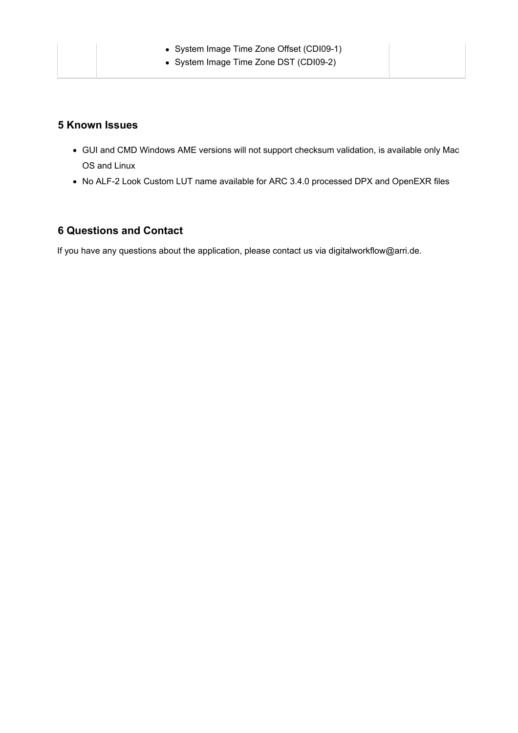| | | |
|---|---|---|
| | • System Image Time Zone Offset (CDI09-1)<br>• System Image Time Zone DST (CDI09-2) | |

## 5 Known Issues

- GUI and CMD Windows AME versions will not support checksum validation, is available only Mac OS and Linux
- No ALF-2 Look Custom LUT name available for ARC 3.4.0 processed DPX and OpenEXR files

## 6 Questions and Contact

If you have any questions about the application, please contact us via digitalworkflow@arri.de.